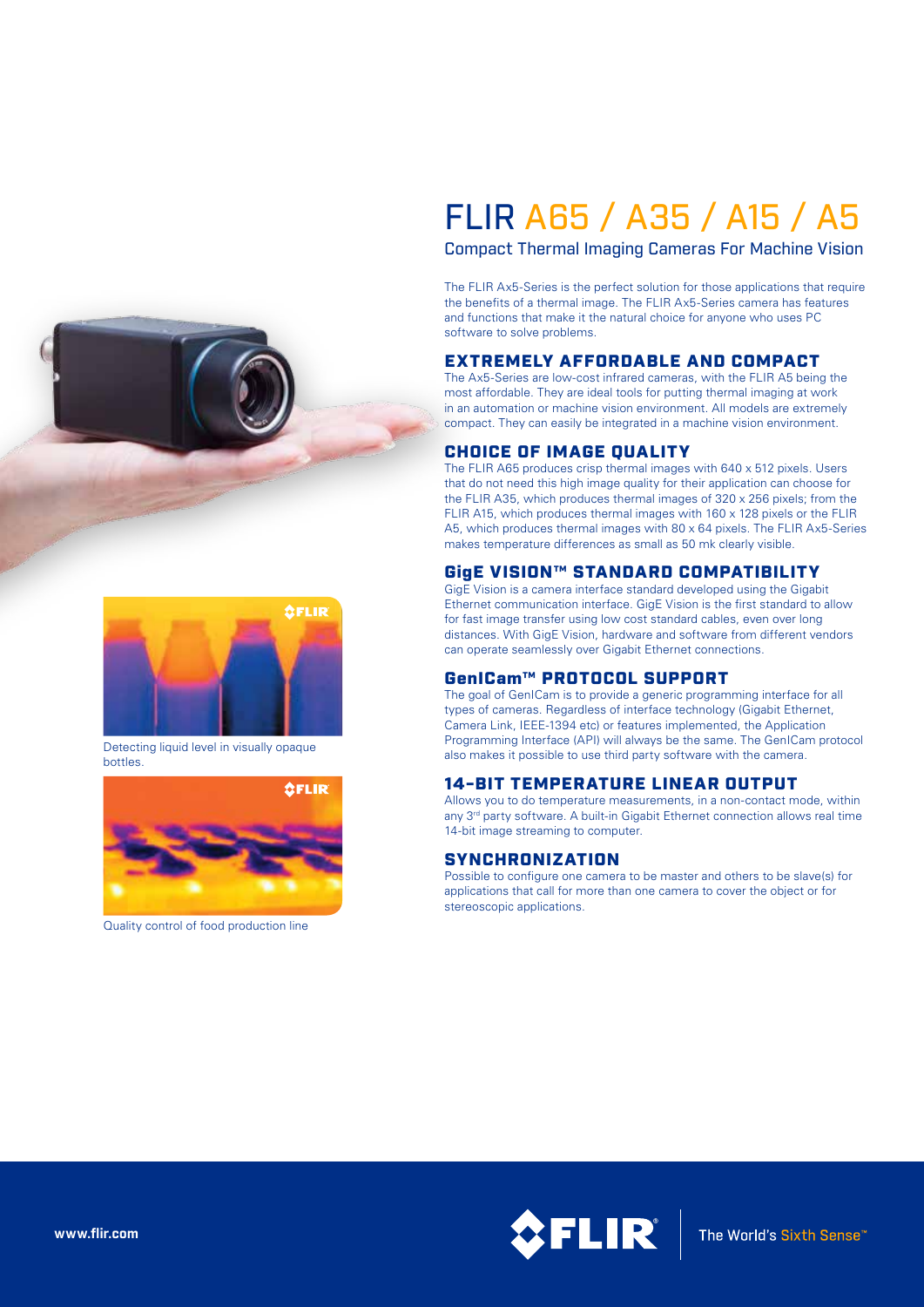# FLIR A65 / A35 / A15 / A5

## Compact Thermal Imaging Cameras For Machine Vision

The FLIR Ax5-Series is the perfect solution for those applications that require the benefits of a thermal image. The FLIR Ax5-Series camera has features and functions that make it the natural choice for anyone who uses PC software to solve problems.

### EXTREMELY AFFORDABLE AND COMPACT

The Ax5-Series are low-cost infrared cameras, with the FLIR A5 being the most affordable. They are ideal tools for putting thermal imaging at work in an automation or machine vision environment. All models are extremely compact. They can easily be integrated in a machine vision environment.

### CHOICE OF IMAGE QUALITY

The FLIR A65 produces crisp thermal images with 640 x 512 pixels. Users that do not need this high image quality for their application can choose for the FLIR A35, which produces thermal images of 320 x 256 pixels; from the FLIR A15, which produces thermal images with 160 x 128 pixels or the FLIR A5, which produces thermal images with 80 x 64 pixels. The FLIR Ax5-Series makes temperature differences as small as 50 mk clearly visible.

### GigE VISION™ STANDARD COMPATIBILITY

GigE Vision is a camera interface standard developed using the Gigabit Ethernet communication interface. GigE Vision is the first standard to allow for fast image transfer using low cost standard cables, even over long distances. With GigE Vision, hardware and software from different vendors can operate seamlessly over Gigabit Ethernet connections.

### GenICam™ PROTOCOL SUPPORT

The goal of GenICam is to provide a generic programming interface for all types of cameras. Regardless of interface technology (Gigabit Ethernet, Camera Link, IEEE-1394 etc) or features implemented, the Application Programming Interface (API) will always be the same. The GenICam protocol also makes it possible to use third party software with the camera.

### 14-BIT TEMPERATURE LINEAR OUTPUT

Allows you to do temperature measurements, in a non-contact mode, within any 3rd party software. A built-in Gigabit Ethernet connection allows real time 14-bit image streaming to computer.

### SYNCHRONIZATION

Possible to configure one camera to be master and others to be slave(s) for applications that call for more than one camera to cover the object or for stereoscopic applications.

Detecting liquid level in visually opaque bottles.

Quality control of food production line

www.flir.com

The World's Sixth Sense™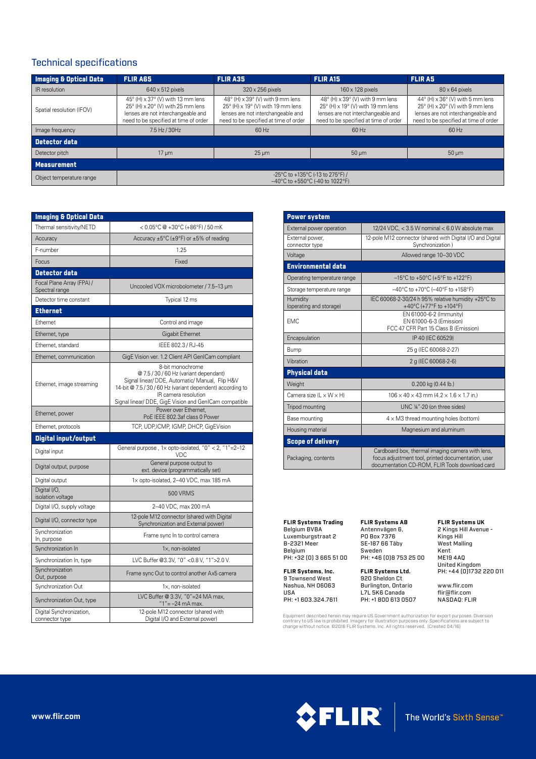## Technical specifications

| Imaging & Optical Data | FLIR A65 | FLIR A35 | FLIR A15 | FLIR A5 |
|---|---|---|---|---|
| IR resolution | 640 x 512 pixels | 320 x 256 pixels | 160 x 128 pixels | 80 x 64 pixels |
| Spatial resolution (IFOV) | 45° (H) x 37° (V) with 13 mm lens 25° (H) x 20° (V) with 25 mm lens lenses are not interchangeable and need to be specified at time of order | 48° (H) x 39° (V) with 9 mm lens 25° (H) x 19° (V) with 19 mm lens lenses are not interchangeable and need to be specified at time of order | 48° (H) x 39° (V) with 9 mm lens 25° (H) x 19° (V) with 19 mm lens lenses are not interchangeable and need to be specified at time of order | 44° (H) x 36° (V) with 5 mm lens 25° (H) x 20° (V) with 9 mm lens lenses are not interchangeable and need to be specified at time of order |
| Image frequency | 7.5 Hz / 30Hz | 60 Hz | 60 Hz | 60 Hz |
| **Detector data** | | | | |
| Detector pitch | 17 µm | 25 µm | 50 µm | 50 µm |
| **Measurement** | | | | |
| Object temperature range | -25°C to +135°C (-13 to 275°F) / –40°C to +550°C (-40 to 1022°F) | | | |

| Imaging & Optical Data | |
|---|---|
| Thermal sensitivity/NETD | < 0.05°C @ +30°C (+86°F) / 50 mK |
| Accuracy | Accuracy ±5°C (±9°F) or ±5% of reading |
| F-number | 1.25 |
| Focus | Fixed |
| **Detector data** | |
| Focal Plane Array (FPA) / Spectral range | Uncooled VOX microbolometer / 7.5–13 µm |
| Detector time constant | Typical 12 ms |
| **Ethernet** | |
| Ethernet | Control and image |
| Ethernet, type | Gigabit Ethernet |
| Ethernet, standard | IEEE 802.3 / RJ-45 |
| Ethernet, communication | GigE Vision ver. 1.2 Client API GenICam compliant |
| Ethernet, image streaming | 8-bit monochrome @ 7.5 / 30 / 60 Hz (variant dependant) Signal linear/ DDE, Automatic/ Manual, Flip H&V 14-bit @ 7.5 / 30 / 60 Hz (variant dependent) according to IR camera resolution Signal linear/ DDE, GigE Vision and GenICam compatible |
| Ethernet, power | Power over Ethernet, PoE IEEE 802.3af class 0 Power |
| Ethernet, protocols | TCP, UDP,ICMP, IGMP, DHCP, GigEVision |
| **Digital input/output** | |
| Digital input | General purpose , 1× opto-isolated, "0" < 2, "1"=2–12 VDC |
| Digital output, purpose | General purpose output to ext. device (programmatically set) |
| Digital output | 1× opto-isolated, 2–40 VDC, max 185 mA |
| Digital I/O, isolation voltage | 500 VRMS |
| Digital I/O, supply voltage | 2–40 VDC, max 200 mA |
| Digital I/O, connector type | 12-pole M12 connector (shared with Digital Synchronization and External power) |
| Synchronization In, purpose | Frame sync In to control camera |
| Synchronization In | 1×, non-isolated |
| Synchronization In, type | LVC Buffer @3.3V, "0" <0.8 V, "1">2.0 V. |
| Synchronization Out, purpose | Frame sync Out to control another Ax5 camera |
| Synchronization Out | 1×, non-isolated |
| Synchronization Out, type | LVC Buffer @ 3.3V, "0"=24 MA max, "1"= –24 mA max. |
| Digital Synchronization, connector type | 12-pole M12 connector (shared with Digital I/O and External power) |

| Power system | |
|---|---|
| External power operation | 12/24 VDC, < 3.5 W nominal < 6.0 W absolute max |
| External power, connector type | 12-pole M12 connector (shared with Digital I/O and Digital Synchronization ) |
| Voltage | Allowed range 10–30 VDC |
| **Environmental data** | |
| Operating temperature range | –15°C to +50°C (+5°F to +122°F) |
| Storage temperature range | –40°C to +70°C (–40°F to +158°F) |
| Humidity (operating and storage) | IEC 60068-2-30/24 h 95% relative humidity +25°C to +40°C (+77°F to +104°F) |
| EMC | EN 61000-6-2 (Immunity) EN 61000-6-3 (Emission) FCC 47 CFR Part 15 Class B (Emission) |
| Encapsulation | IP 40 (IEC 60529) |
| Bump | 25 g (IEC 60068-2-27) |
| Vibration | 2 g (IEC 60068-2-6) |
| **Physical data** | |
| Weight | 0.200 kg (0.44 lb.) |
| Camera size (L × W × H) | 106 × 40 × 43 mm (4.2 × 1.6 × 1.7 in.) |
| Tripod mounting | UNC ¼"-20 (on three sides) |
| Base mounting | 4 × M3 thread mounting holes (bottom) |
| Housing material | Magnesium and aluminum |
| **Scope of delivery** | |
| Packaging, contents | Cardboard box, thermal imaging camera with lens, focus adjustment tool, printed documentation, user documentation CD-ROM, FLIR Tools download card |

**FLIR Systems Trading**
Belgium BVBA
Luxemburgstraat 2
B-2321 Meer
Belgium
PH: +32 (0) 3 665 51 00

**FLIR Systems, Inc.**
9 Townsend West
Nashua, NH 06063
USA
PH: +1 603.324.7611

**FLIR Systems AB**
Antennvägen 6,
PO Box 7376
SE-187 66 Täby
Sweden
PH: +46 (0)8 753 25 00

**FLIR Systems Ltd.**
920 Sheldon Ct
Burlington, Ontario
L7L 5K6 Canada
PH: +1 800 613 0507

**FLIR Systems UK**
2 Kings Hill Avenue -
Kings Hill
West Malling
Kent
ME19 4AQ
United Kingdom
PH: +44 (0)1732 220 011

www.flir.com
flir@flir.com
NASDAQ: FLIR

Equipment described herein may require US Government authorization for export purposes. Diversion contrary to US law is prohibited. Imagery for illustration purposes only. Specifications are subject to change without notice. ©2016 FLIR Systems, Inc. All rights reserved. (Created 04/16)

www.flir.com

FLIR® The World's Sixth Sense™